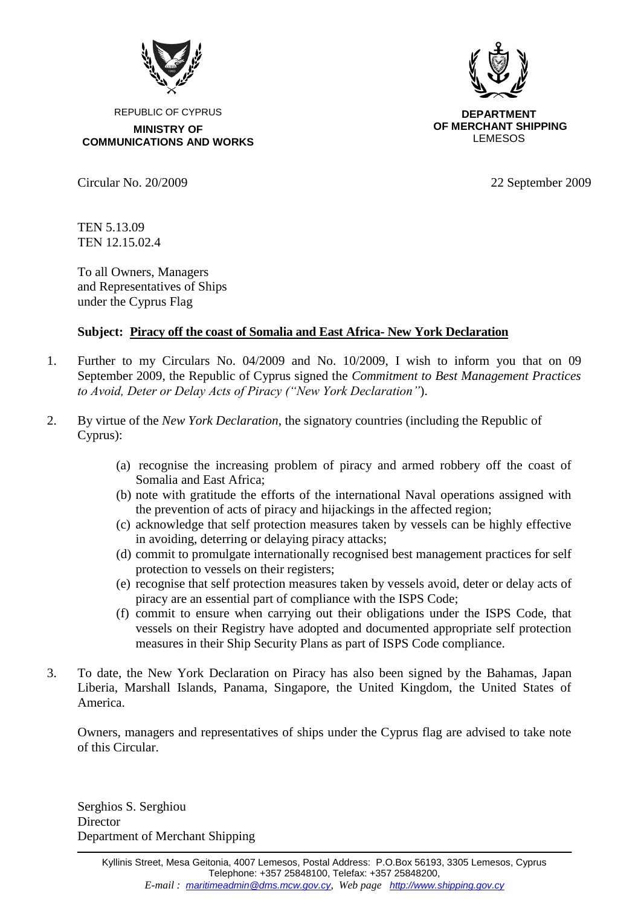REPUBLIC OF CYPRUS

**MINISTRY OF COMMUNICATIONS AND WORKS**

**DEPARTMENT OF MERCHANT SHIPPING**
LEMESOS

Circular No. 20/2009

22 September 2009

TEN 5.13.09
TEN 12.15.02.4

To all Owners, Managers
and Representatives of Ships
under the Cyprus Flag

**Subject: Piracy off the coast of Somalia and East Africa- New York Declaration**

1. Further to my Circulars No. 04/2009 and No. 10/2009, I wish to inform you that on 09 September 2009, the Republic of Cyprus signed the *Commitment to Best Management Practices to Avoid, Deter or Delay Acts of Piracy ("New York Declaration")*.

2. By virtue of the *New York Declaration*, the signatory countries (including the Republic of Cyprus):

   (a) recognise the increasing problem of piracy and armed robbery off the coast of Somalia and East Africa;
   (b) note with gratitude the efforts of the international Naval operations assigned with the prevention of acts of piracy and hijackings in the affected region;
   (c) acknowledge that self protection measures taken by vessels can be highly effective in avoiding, deterring or delaying piracy attacks;
   (d) commit to promulgate internationally recognised best management practices for self protection to vessels on their registers;
   (e) recognise that self protection measures taken by vessels avoid, deter or delay acts of piracy are an essential part of compliance with the ISPS Code;
   (f) commit to ensure when carrying out their obligations under the ISPS Code, that vessels on their Registry have adopted and documented appropriate self protection measures in their Ship Security Plans as part of ISPS Code compliance.

3. To date, the New York Declaration on Piracy has also been signed by the Bahamas, Japan Liberia, Marshall Islands, Panama, Singapore, the United Kingdom, the United States of America.

Owners, managers and representatives of ships under the Cyprus flag are advised to take note of this Circular.

Serghios S. Serghiou
Director
Department of Merchant Shipping

Kyllinis Street, Mesa Geitonia, 4007 Lemesos, Postal Address: P.O.Box 56193, 3305 Lemesos, Cyprus
Telephone: +357 25848100, Telefax: +357 25848200,
*E-mail : maritimeadmin@dms.mcw.gov.cy, Web page http://www.shipping.gov.cy*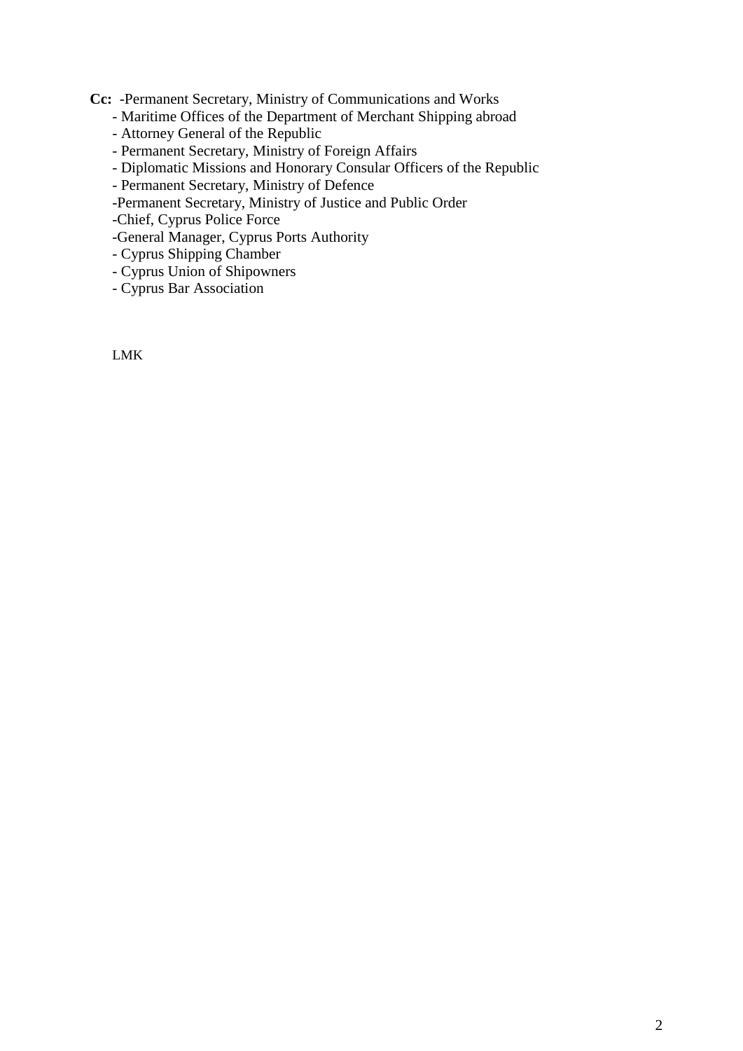**Cc:** -Permanent Secretary, Ministry of Communications and Works
- Maritime Offices of the Department of Merchant Shipping abroad
- Attorney General of the Republic
- Permanent Secretary, Ministry of Foreign Affairs
- Diplomatic Missions and Honorary Consular Officers of the Republic
- Permanent Secretary, Ministry of Defence
- Permanent Secretary, Ministry of Justice and Public Order
- Chief, Cyprus Police Force
- General Manager, Cyprus Ports Authority
- Cyprus Shipping Chamber
- Cyprus Union of Shipowners
- Cyprus Bar Association

LMK